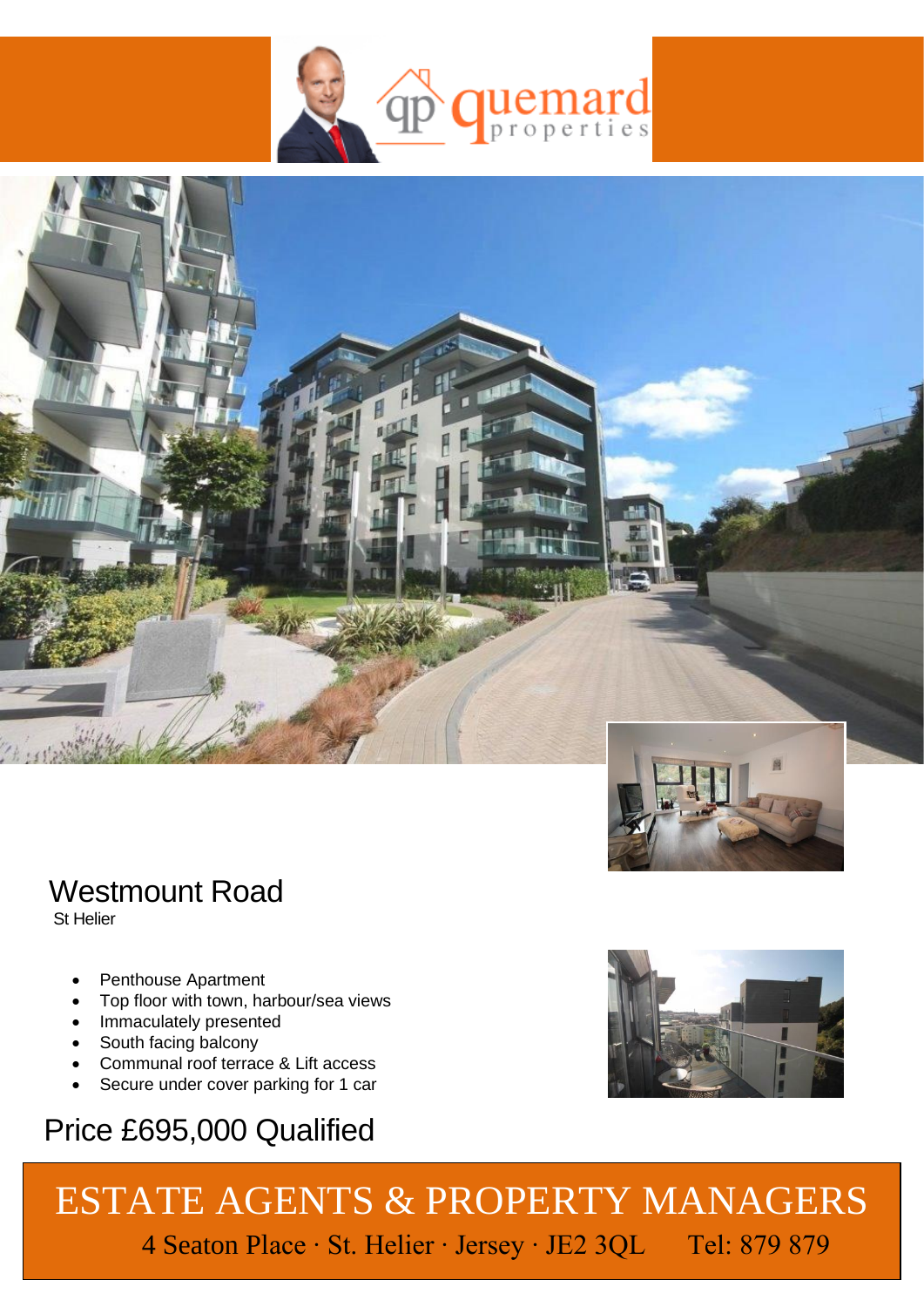# Westmount Road

St Helier

- Penthouse Apartment
- Top floor with town, harbour/sea views
- Immaculately presented
- South facing balcony
- Communal roof terrace & Lift access
- Secure under cover parking for 1 car

## Price £695,000 Qualified

ESTATE AGENTS & PROPERTY MANAGERS

4 Seaton Place · St. Helier · Jersey · JE2 3QL Tel: 879 879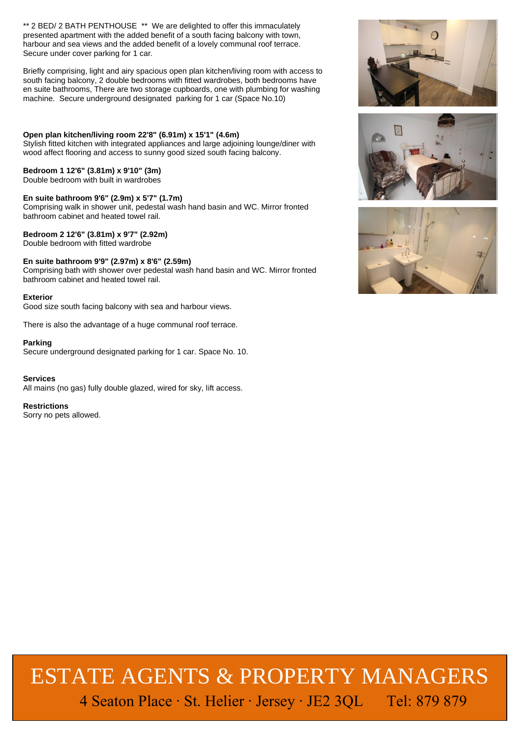** 2 BED/ 2 BATH PENTHOUSE ** We are delighted to offer this immaculately presented apartment with the added benefit of a south facing balcony with town, harbour and sea views and the added benefit of a lovely communal roof terrace. Secure under cover parking for 1 car.

Briefly comprising, light and airy spacious open plan kitchen/living room with access to south facing balcony, 2 double bedrooms with fitted wardrobes, both bedrooms have en suite bathrooms, There are two storage cupboards, one with plumbing for washing machine. Secure underground designated parking for 1 car (Space No.10)

**Open plan kitchen/living room 22'8" (6.91m) x 15'1" (4.6m)**
Stylish fitted kitchen with integrated appliances and large adjoining lounge/diner with wood affect flooring and access to sunny good sized south facing balcony.

**Bedroom 1 12'6" (3.81m) x 9'10" (3m)**
Double bedroom with built in wardrobes

**En suite bathroom 9'6" (2.9m) x 5'7" (1.7m)**
Comprising walk in shower unit, pedestal wash hand basin and WC. Mirror fronted bathroom cabinet and heated towel rail.

**Bedroom 2 12'6" (3.81m) x 9'7" (2.92m)**
Double bedroom with fitted wardrobe

**En suite bathroom 9'9" (2.97m) x 8'6" (2.59m)**
Comprising bath with shower over pedestal wash hand basin and WC. Mirror fronted bathroom cabinet and heated towel rail.

**Exterior**
Good size south facing balcony with sea and harbour views.

There is also the advantage of a huge communal roof terrace.

**Parking**
Secure underground designated parking for 1 car. Space No. 10.

**Services**
All mains (no gas) fully double glazed, wired for sky, lift access.

**Restrictions**
Sorry no pets allowed.

ESTATE AGENTS & PROPERTY MANAGERS

4 Seaton Place · St. Helier · Jersey · JE2 3QL    Tel: 879 879